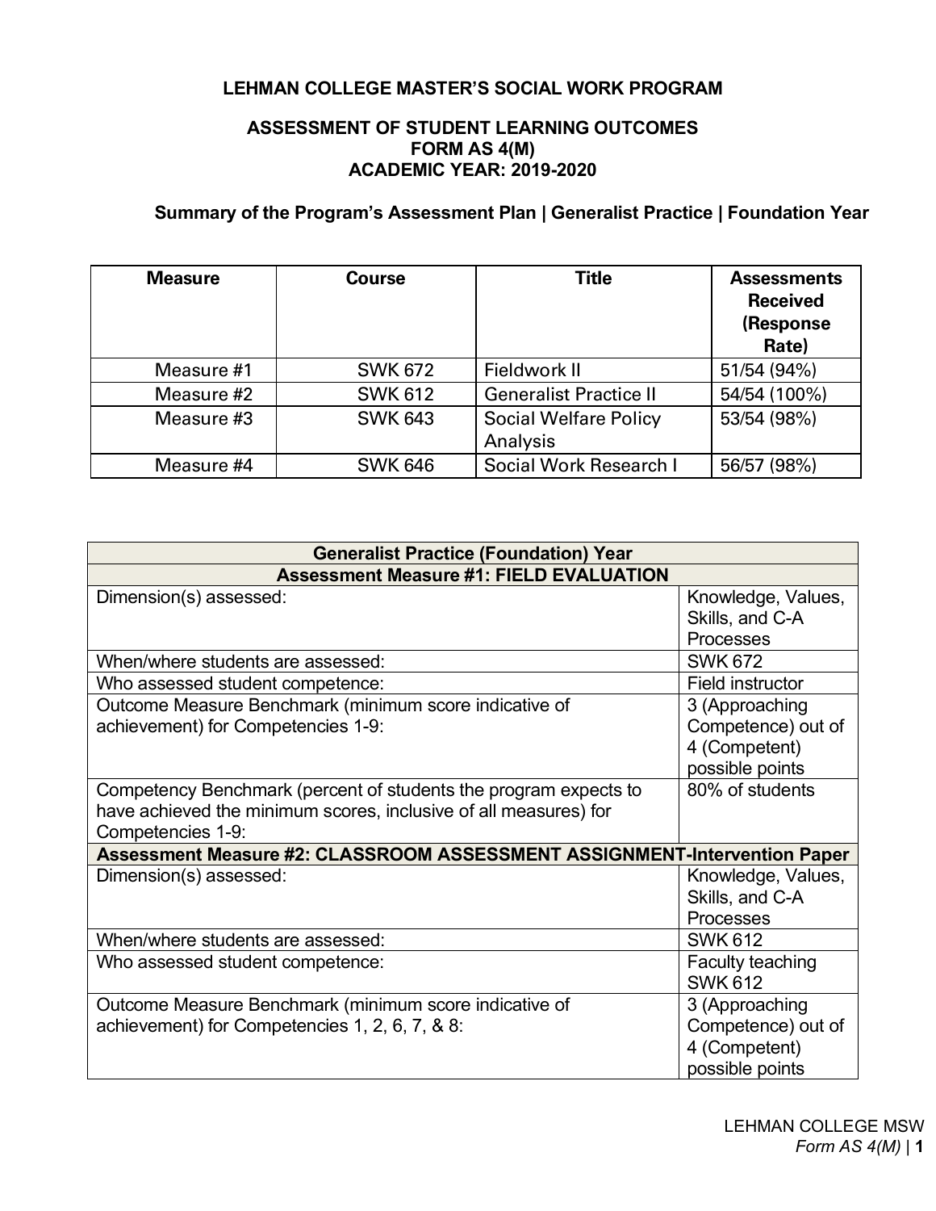# LEHMAN COLLEGE MASTER'S SOCIAL WORK PROGRAM

## ASSESSMENT OF STUDENT LEARNING OUTCOMES
## FORM AS 4(M)
## ACADEMIC YEAR: 2019-2020

### Summary of the Program's Assessment Plan | Generalist Practice | Foundation Year

| Measure | Course | Title | Assessments Received (Response Rate) |
|---|---|---|---|
| Measure #1 | SWK 672 | Fieldwork II | 51/54 (94%) |
| Measure #2 | SWK 612 | Generalist Practice II | 54/54 (100%) |
| Measure #3 | SWK 643 | Social Welfare Policy Analysis | 53/54 (98%) |
| Measure #4 | SWK 646 | Social Work Research I | 56/57 (98%) |

| **Generalist Practice (Foundation) Year** | |
|---|---|
| **Assessment Measure #1: FIELD EVALUATION** | |
| Dimension(s) assessed: | Knowledge, Values, Skills, and C-A Processes |
| When/where students are assessed: | SWK 672 |
| Who assessed student competence: | Field instructor |
| Outcome Measure Benchmark (minimum score indicative of achievement) for Competencies 1-9: | 3 (Approaching Competence) out of 4 (Competent) possible points |
| Competency Benchmark (percent of students the program expects to have achieved the minimum scores, inclusive of all measures) for Competencies 1-9: | 80% of students |
| **Assessment Measure #2: CLASSROOM ASSESSMENT ASSIGNMENT-Intervention Paper** | |
| Dimension(s) assessed: | Knowledge, Values, Skills, and C-A Processes |
| When/where students are assessed: | SWK 612 |
| Who assessed student competence: | Faculty teaching SWK 612 |
| Outcome Measure Benchmark (minimum score indicative of achievement) for Competencies 1, 2, 6, 7, & 8: | 3 (Approaching Competence) out of 4 (Competent) possible points |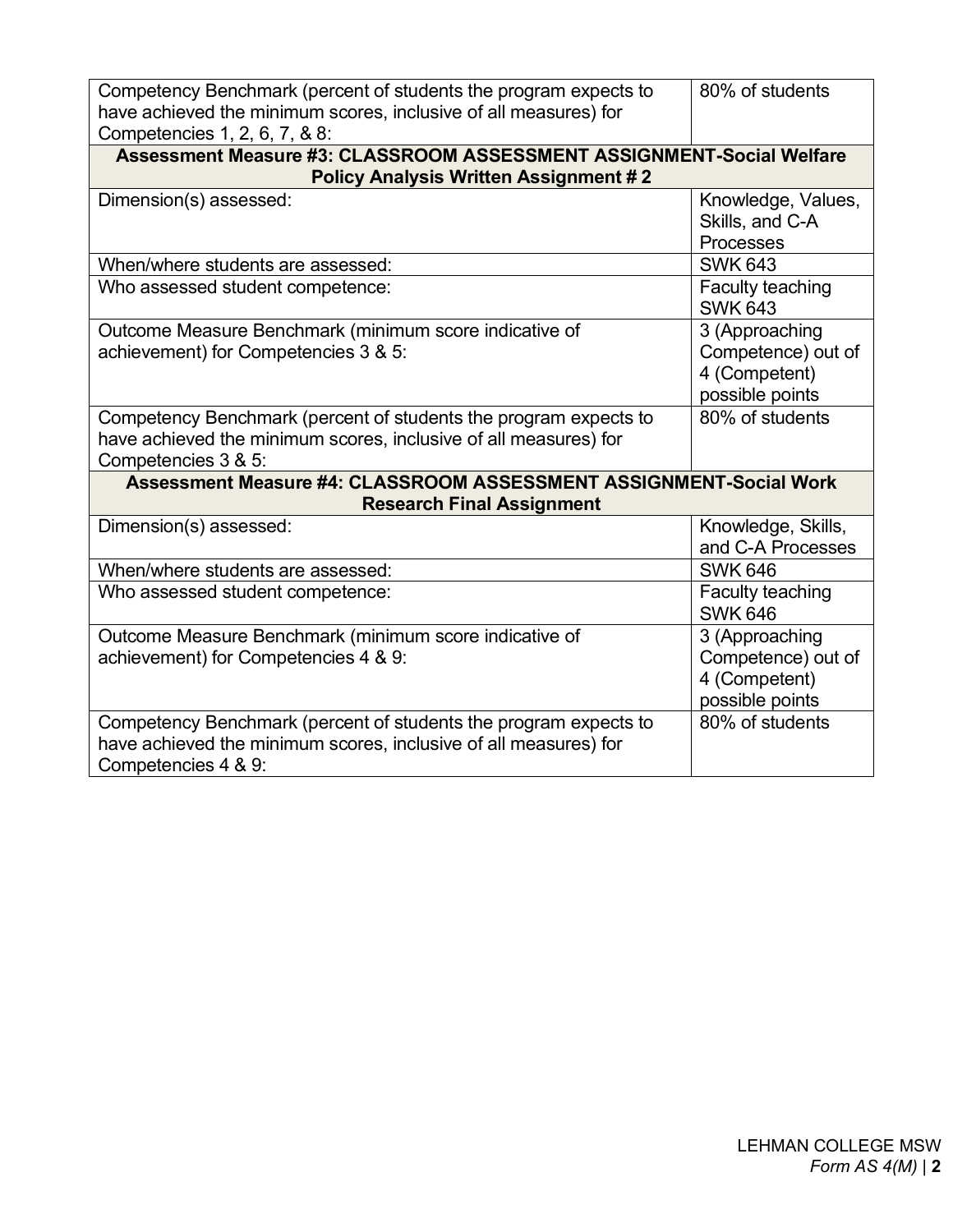| | |
|---|---|
| Competency Benchmark (percent of students the program expects to have achieved the minimum scores, inclusive of all measures) for Competencies 1, 2, 6, 7, & 8: | 80% of students |
| **Assessment Measure #3: CLASSROOM ASSESSMENT ASSIGNMENT-Social Welfare Policy Analysis Written Assignment # 2** | |
| Dimension(s) assessed: | Knowledge, Values, Skills, and C-A Processes |
| When/where students are assessed: | SWK 643 |
| Who assessed student competence: | Faculty teaching SWK 643 |
| Outcome Measure Benchmark (minimum score indicative of achievement) for Competencies 3 & 5: | 3 (Approaching Competence) out of 4 (Competent) possible points |
| Competency Benchmark (percent of students the program expects to have achieved the minimum scores, inclusive of all measures) for Competencies 3 & 5: | 80% of students |
| **Assessment Measure #4: CLASSROOM ASSESSMENT ASSIGNMENT-Social Work Research Final Assignment** | |
| Dimension(s) assessed: | Knowledge, Skills, and C-A Processes |
| When/where students are assessed: | SWK 646 |
| Who assessed student competence: | Faculty teaching SWK 646 |
| Outcome Measure Benchmark (minimum score indicative of achievement) for Competencies 4 & 9: | 3 (Approaching Competence) out of 4 (Competent) possible points |
| Competency Benchmark (percent of students the program expects to have achieved the minimum scores, inclusive of all measures) for Competencies 4 & 9: | 80% of students |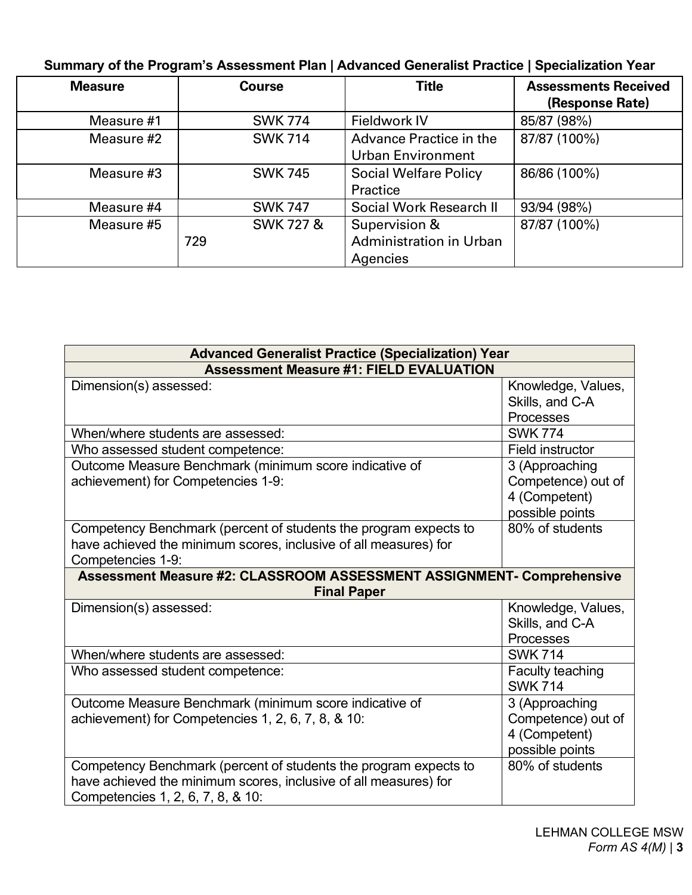**Summary of the Program's Assessment Plan | Advanced Generalist Practice | Specialization Year**

| Measure | Course | Title | Assessments Received (Response Rate) |
|---|---|---|---|
| Measure #1 | SWK 774 | Fieldwork IV | 85/87 (98%) |
| Measure #2 | SWK 714 | Advance Practice in the Urban Environment | 87/87 (100%) |
| Measure #3 | SWK 745 | Social Welfare Policy Practice | 86/86 (100%) |
| Measure #4 | SWK 747 | Social Work Research II | 93/94 (98%) |
| Measure #5 | SWK 727 & 729 | Supervision & Administration in Urban Agencies | 87/87 (100%) |

| **Advanced Generalist Practice (Specialization) Year** | |
|---|---|
| **Assessment Measure #1: FIELD EVALUATION** | |
| Dimension(s) assessed: | Knowledge, Values, Skills, and C-A Processes |
| When/where students are assessed: | SWK 774 |
| Who assessed student competence: | Field instructor |
| Outcome Measure Benchmark (minimum score indicative of achievement) for Competencies 1-9: | 3 (Approaching Competence) out of 4 (Competent) possible points |
| Competency Benchmark (percent of students the program expects to have achieved the minimum scores, inclusive of all measures) for Competencies 1-9: | 80% of students |
| **Assessment Measure #2: CLASSROOM ASSESSMENT ASSIGNMENT- Comprehensive Final Paper** | |
| Dimension(s) assessed: | Knowledge, Values, Skills, and C-A Processes |
| When/where students are assessed: | SWK 714 |
| Who assessed student competence: | Faculty teaching SWK 714 |
| Outcome Measure Benchmark (minimum score indicative of achievement) for Competencies 1, 2, 6, 7, 8, & 10: | 3 (Approaching Competence) out of 4 (Competent) possible points |
| Competency Benchmark (percent of students the program expects to have achieved the minimum scores, inclusive of all measures) for Competencies 1, 2, 6, 7, 8, & 10: | 80% of students |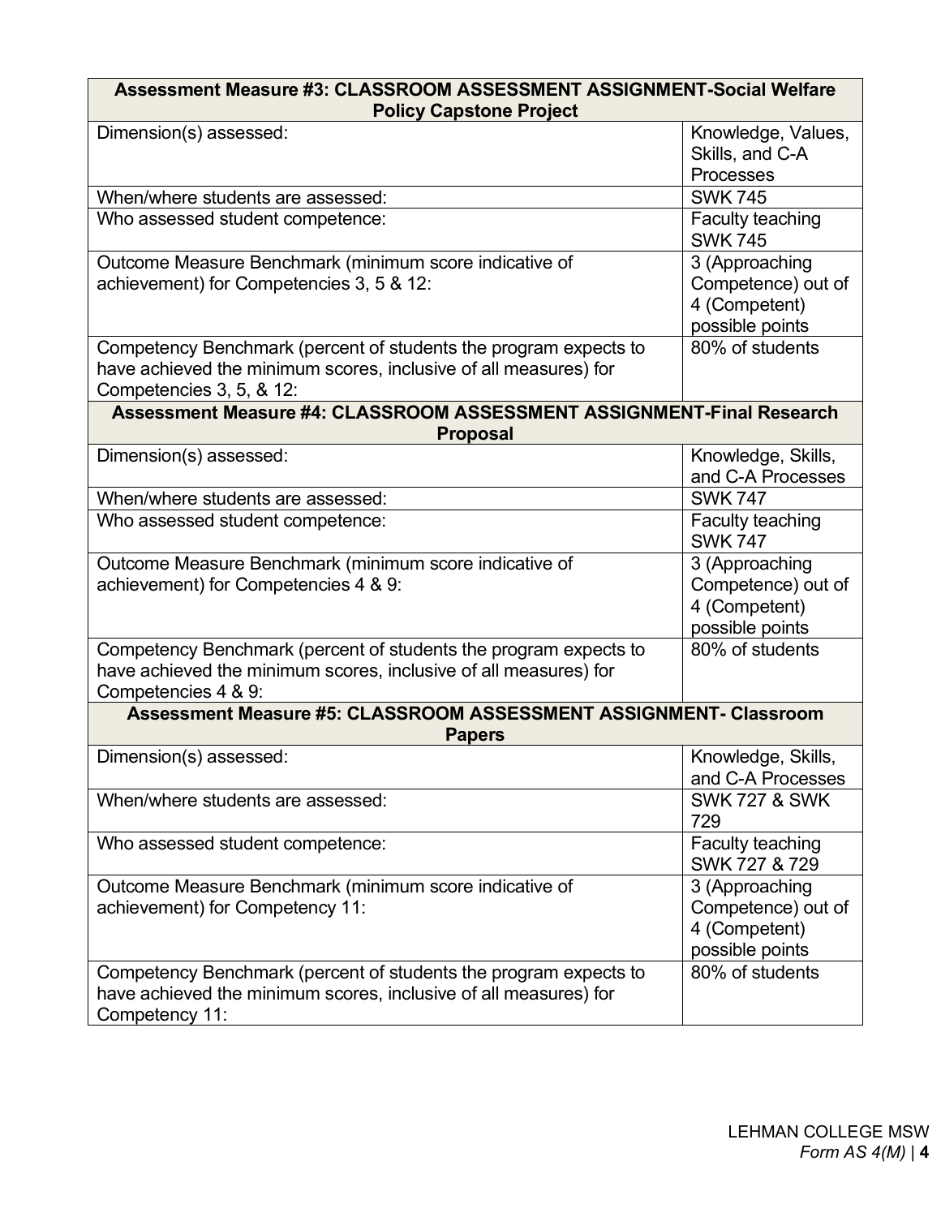| Assessment Measure #3: CLASSROOM ASSESSMENT ASSIGNMENT-Social Welfare Policy Capstone Project | |
|---|---|
| Dimension(s) assessed: | Knowledge, Values, Skills, and C-A Processes |
| When/where students are assessed: | SWK 745 |
| Who assessed student competence: | Faculty teaching SWK 745 |
| Outcome Measure Benchmark (minimum score indicative of achievement) for Competencies 3, 5 & 12: | 3 (Approaching Competence) out of 4 (Competent) possible points |
| Competency Benchmark (percent of students the program expects to have achieved the minimum scores, inclusive of all measures) for Competencies 3, 5, & 12: | 80% of students |
| **Assessment Measure #4: CLASSROOM ASSESSMENT ASSIGNMENT-Final Research Proposal** | |
| Dimension(s) assessed: | Knowledge, Skills, and C-A Processes |
| When/where students are assessed: | SWK 747 |
| Who assessed student competence: | Faculty teaching SWK 747 |
| Outcome Measure Benchmark (minimum score indicative of achievement) for Competencies 4 & 9: | 3 (Approaching Competence) out of 4 (Competent) possible points |
| Competency Benchmark (percent of students the program expects to have achieved the minimum scores, inclusive of all measures) for Competencies 4 & 9: | 80% of students |
| **Assessment Measure #5: CLASSROOM ASSESSMENT ASSIGNMENT- Classroom Papers** | |
| Dimension(s) assessed: | Knowledge, Skills, and C-A Processes |
| When/where students are assessed: | SWK 727 & SWK 729 |
| Who assessed student competence: | Faculty teaching SWK 727 & 729 |
| Outcome Measure Benchmark (minimum score indicative of achievement) for Competency 11: | 3 (Approaching Competence) out of 4 (Competent) possible points |
| Competency Benchmark (percent of students the program expects to have achieved the minimum scores, inclusive of all measures) for Competency 11: | 80% of students |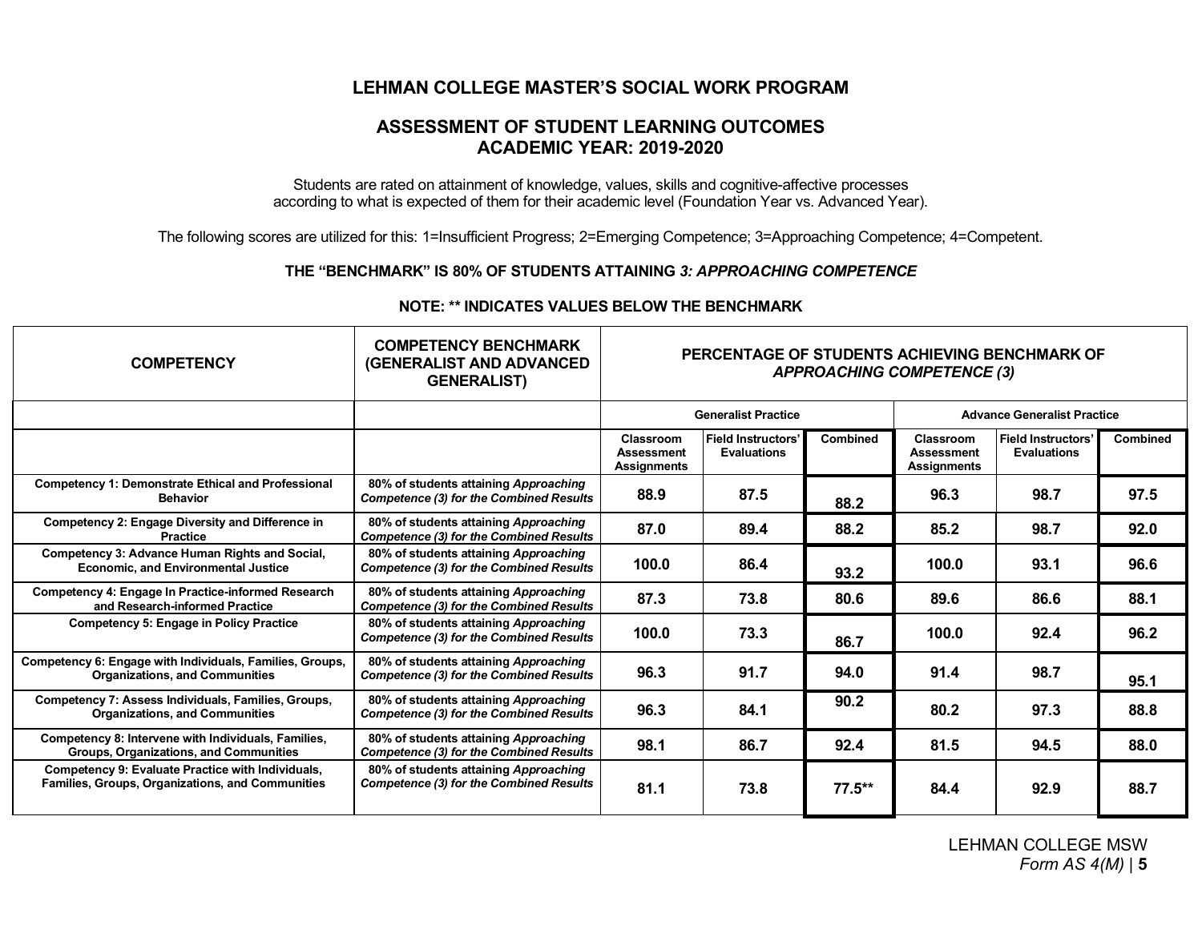## LEHMAN COLLEGE MASTER'S SOCIAL WORK PROGRAM

## ASSESSMENT OF STUDENT LEARNING OUTCOMES ACADEMIC YEAR: 2019-2020

Students are rated on attainment of knowledge, values, skills and cognitive-affective processes according to what is expected of them for their academic level (Foundation Year vs. Advanced Year).

The following scores are utilized for this: 1=Insufficient Progress; 2=Emerging Competence; 3=Approaching Competence; 4=Competent.

**THE "BENCHMARK" IS 80% OF STUDENTS ATTAINING *3: APPROACHING COMPETENCE***

**NOTE: ** INDICATES VALUES BELOW THE BENCHMARK**

| COMPETENCY | COMPETENCY BENCHMARK (GENERALIST AND ADVANCED GENERALIST) | PERCENTAGE OF STUDENTS ACHIEVING BENCHMARK OF *APPROACHING COMPETENCE (3)* | | | | | |
|---|---|---|---|---|---|---|---|
| | | Generalist Practice | | | Advance Generalist Practice | | |
| | | Classroom Assessment Assignments | Field Instructors' Evaluations | Combined | Classroom Assessment Assignments | Field Instructors' Evaluations | Combined |
| Competency 1: Demonstrate Ethical and Professional Behavior | 80% of students attaining *Approaching Competence (3) for the Combined Results* | 88.9 | 87.5 | 88.2 | 96.3 | 98.7 | 97.5 |
| Competency 2: Engage Diversity and Difference in Practice | 80% of students attaining *Approaching Competence (3) for the Combined Results* | 87.0 | 89.4 | 88.2 | 85.2 | 98.7 | 92.0 |
| Competency 3: Advance Human Rights and Social, Economic, and Environmental Justice | 80% of students attaining *Approaching Competence (3) for the Combined Results* | 100.0 | 86.4 | 93.2 | 100.0 | 93.1 | 96.6 |
| Competency 4: Engage In Practice-informed Research and Research-informed Practice | 80% of students attaining *Approaching Competence (3) for the Combined Results* | 87.3 | 73.8 | 80.6 | 89.6 | 86.6 | 88.1 |
| Competency 5: Engage in Policy Practice | 80% of students attaining *Approaching Competence (3) for the Combined Results* | 100.0 | 73.3 | 86.7 | 100.0 | 92.4 | 96.2 |
| Competency 6: Engage with Individuals, Families, Groups, Organizations, and Communities | 80% of students attaining *Approaching Competence (3) for the Combined Results* | 96.3 | 91.7 | 94.0 | 91.4 | 98.7 | 95.1 |
| Competency 7: Assess Individuals, Families, Groups, Organizations, and Communities | 80% of students attaining *Approaching Competence (3) for the Combined Results* | 96.3 | 84.1 | 90.2 | 80.2 | 97.3 | 88.8 |
| Competency 8: Intervene with Individuals, Families, Groups, Organizations, and Communities | 80% of students attaining *Approaching Competence (3) for the Combined Results* | 98.1 | 86.7 | 92.4 | 81.5 | 94.5 | 88.0 |
| Competency 9: Evaluate Practice with Individuals, Families, Groups, Organizations, and Communities | 80% of students attaining *Approaching Competence (3) for the Combined Results* | 81.1 | 73.8 | 77.5** | 84.4 | 92.9 | 88.7 |

LEHMAN COLLEGE MSW
*Form AS 4(M)*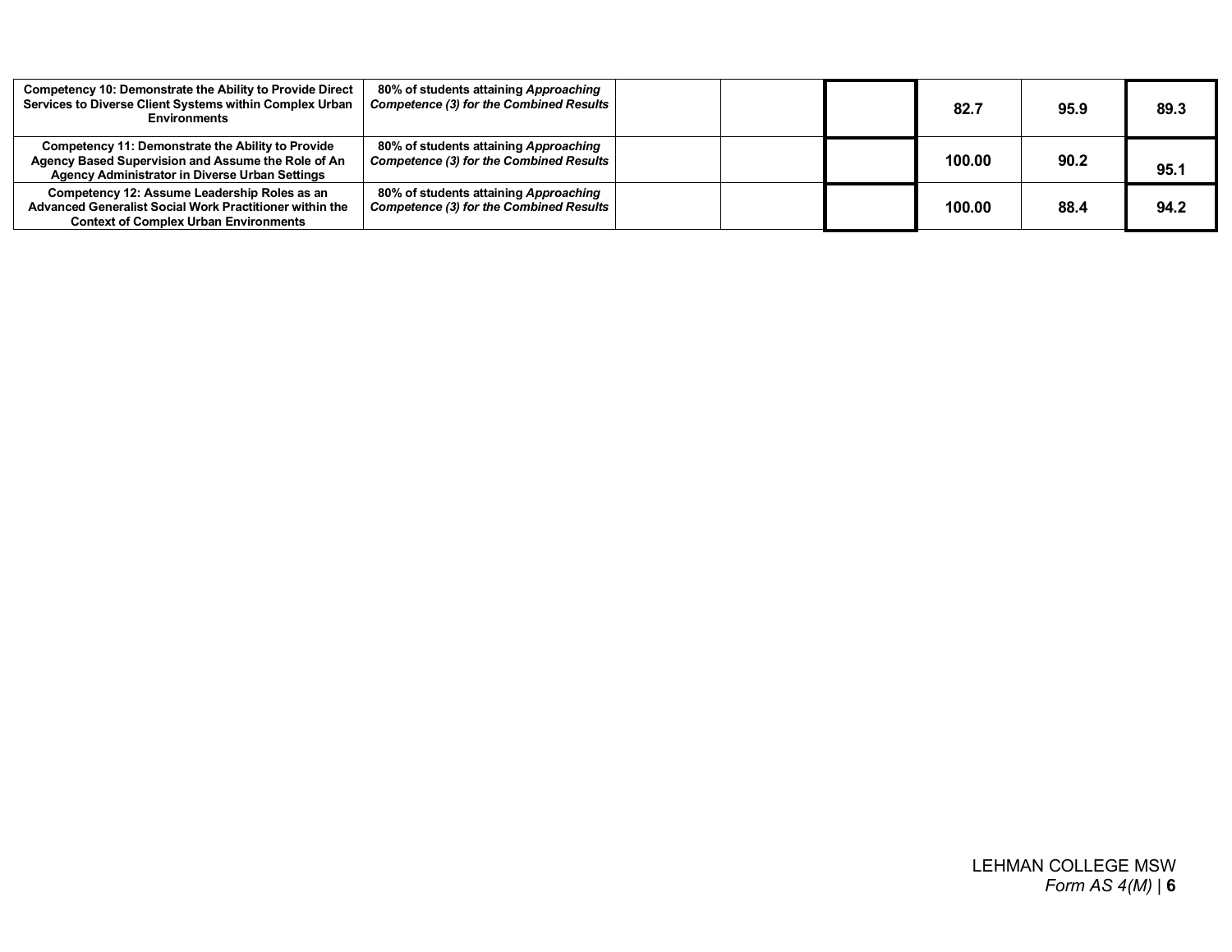| | | | | | | | |
|---|---|---|---|---|---|---|---|
| **Competency 10: Demonstrate the Ability to Provide Direct Services to Diverse Client Systems within Complex Urban Environments** | **80% of students attaining *Approaching Competence (3) for the Combined Results*** | | | | **82.7** | **95.9** | **89.3** |
| **Competency 11: Demonstrate the Ability to Provide Agency Based Supervision and Assume the Role of An Agency Administrator in Diverse Urban Settings** | **80% of students attaining *Approaching Competence (3) for the Combined Results*** | | | | **100.00** | **90.2** | **95.1** |
| **Competency 12: Assume Leadership Roles as an Advanced Generalist Social Work Practitioner within the Context of Complex Urban Environments** | **80% of students attaining *Approaching Competence (3) for the Combined Results*** | | | | **100.00** | **88.4** | **94.2** |